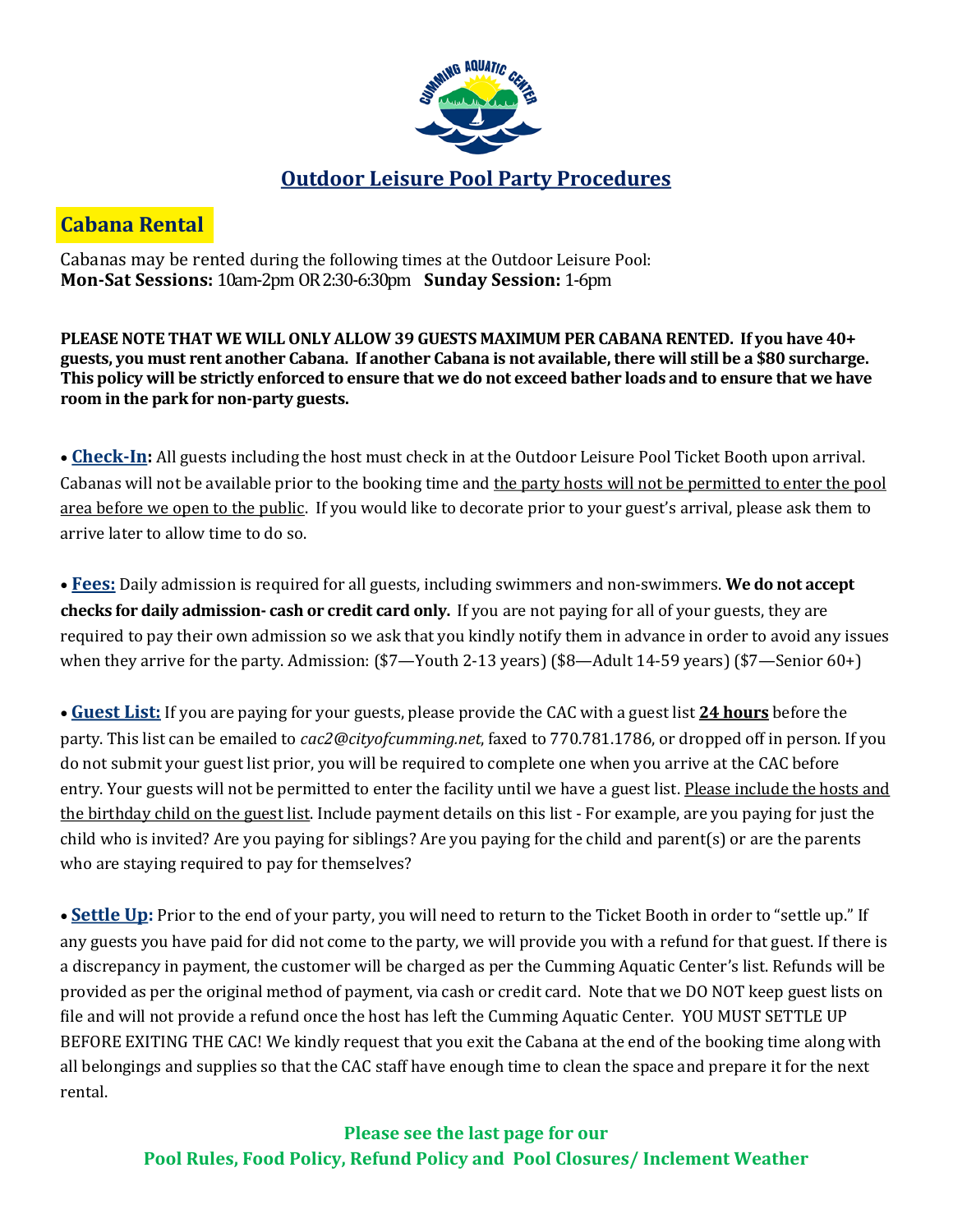# Outdoor Leisure Pool Party Procedures

## Cabana Rental

Cabanas may be rented during the following times at the Outdoor Leisure Pool:
**Mon-Sat Sessions:** 10am-2pm OR 2:30-6:30pm **Sunday Session:** 1-6pm

**PLEASE NOTE THAT WE WILL ONLY ALLOW 39 GUESTS MAXIMUM PER CABANA RENTED. If you have 40+ guests, you must rent another Cabana. If another Cabana is not available, there will still be a $80 surcharge. This policy will be strictly enforced to ensure that we do not exceed bather loads and to ensure that we have room in the park for non-party guests.**

- **Check-In:** All guests including the host must check in at the Outdoor Leisure Pool Ticket Booth upon arrival. Cabanas will not be available prior to the booking time and the party hosts will not be permitted to enter the pool area before we open to the public. If you would like to decorate prior to your guest's arrival, please ask them to arrive later to allow time to do so.

- **Fees:** Daily admission is required for all guests, including swimmers and non-swimmers. **We do not accept checks for daily admission- cash or credit card only.** If you are not paying for all of your guests, they are required to pay their own admission so we ask that you kindly notify them in advance in order to avoid any issues when they arrive for the party. Admission: ($7—Youth 2-13 years) ($8—Adult 14-59 years) ($7—Senior 60+)

- **Guest List:** If you are paying for your guests, please provide the CAC with a guest list **24 hours** before the party. This list can be emailed to *cac2@cityofcumming.net*, faxed to 770.781.1786, or dropped off in person. If you do not submit your guest list prior, you will be required to complete one when you arrive at the CAC before entry. Your guests will not be permitted to enter the facility until we have a guest list. Please include the hosts and the birthday child on the guest list. Include payment details on this list - For example, are you paying for just the child who is invited? Are you paying for siblings? Are you paying for the child and parent(s) or are the parents who are staying required to pay for themselves?

- **Settle Up:** Prior to the end of your party, you will need to return to the Ticket Booth in order to "settle up." If any guests you have paid for did not come to the party, we will provide you with a refund for that guest. If there is a discrepancy in payment, the customer will be charged as per the Cumming Aquatic Center's list. Refunds will be provided as per the original method of payment, via cash or credit card. Note that we DO NOT keep guest lists on file and will not provide a refund once the host has left the Cumming Aquatic Center. YOU MUST SETTLE UP BEFORE EXITING THE CAC! We kindly request that you exit the Cabana at the end of the booking time along with all belongings and supplies so that the CAC staff have enough time to clean the space and prepare it for the next rental.

**Please see the last page for our**
**Pool Rules, Food Policy, Refund Policy and Pool Closures/ Inclement Weather**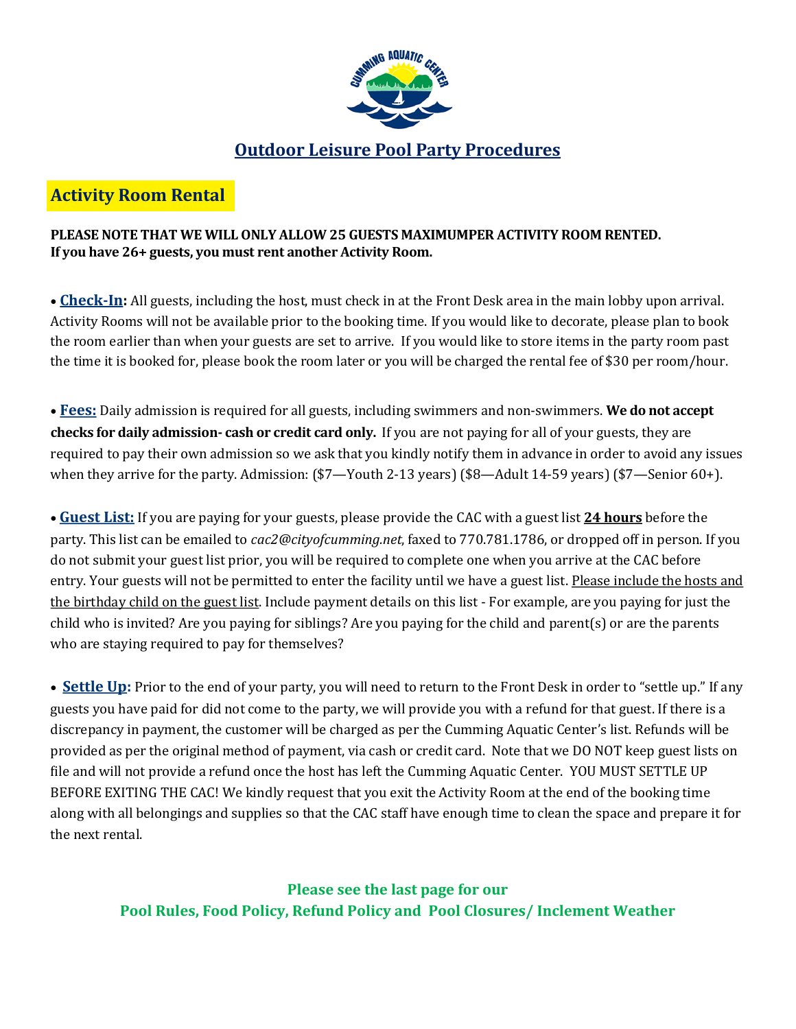# Outdoor Leisure Pool Party Procedures

## Activity Room Rental

**PLEASE NOTE THAT WE WILL ONLY ALLOW 25 GUESTS MAXIMUMPER ACTIVITY ROOM RENTED. If you have 26+ guests, you must rent another Activity Room.**

• **Check-In:** All guests, including the host, must check in at the Front Desk area in the main lobby upon arrival. Activity Rooms will not be available prior to the booking time. If you would like to decorate, please plan to book the room earlier than when your guests are set to arrive. If you would like to store items in the party room past the time it is booked for, please book the room later or you will be charged the rental fee of $30 per room/hour.

• **Fees:** Daily admission is required for all guests, including swimmers and non-swimmers. **We do not accept checks for daily admission- cash or credit card only.** If you are not paying for all of your guests, they are required to pay their own admission so we ask that you kindly notify them in advance in order to avoid any issues when they arrive for the party. Admission: ($7—Youth 2-13 years) ($8—Adult 14-59 years) ($7—Senior 60+).

• **Guest List:** If you are paying for your guests, please provide the CAC with a guest list **24 hours** before the party. This list can be emailed to *cac2@cityofcumming.net*, faxed to 770.781.1786, or dropped off in person. If you do not submit your guest list prior, you will be required to complete one when you arrive at the CAC before entry. Your guests will not be permitted to enter the facility until we have a guest list. Please include the hosts and the birthday child on the guest list. Include payment details on this list - For example, are you paying for just the child who is invited? Are you paying for siblings? Are you paying for the child and parent(s) or are the parents who are staying required to pay for themselves?

• **Settle Up:** Prior to the end of your party, you will need to return to the Front Desk in order to "settle up." If any guests you have paid for did not come to the party, we will provide you with a refund for that guest. If there is a discrepancy in payment, the customer will be charged as per the Cumming Aquatic Center's list. Refunds will be provided as per the original method of payment, via cash or credit card. Note that we DO NOT keep guest lists on file and will not provide a refund once the host has left the Cumming Aquatic Center. YOU MUST SETTLE UP BEFORE EXITING THE CAC! We kindly request that you exit the Activity Room at the end of the booking time along with all belongings and supplies so that the CAC staff have enough time to clean the space and prepare it for the next rental.

**Please see the last page for our Pool Rules, Food Policy, Refund Policy and Pool Closures/ Inclement Weather**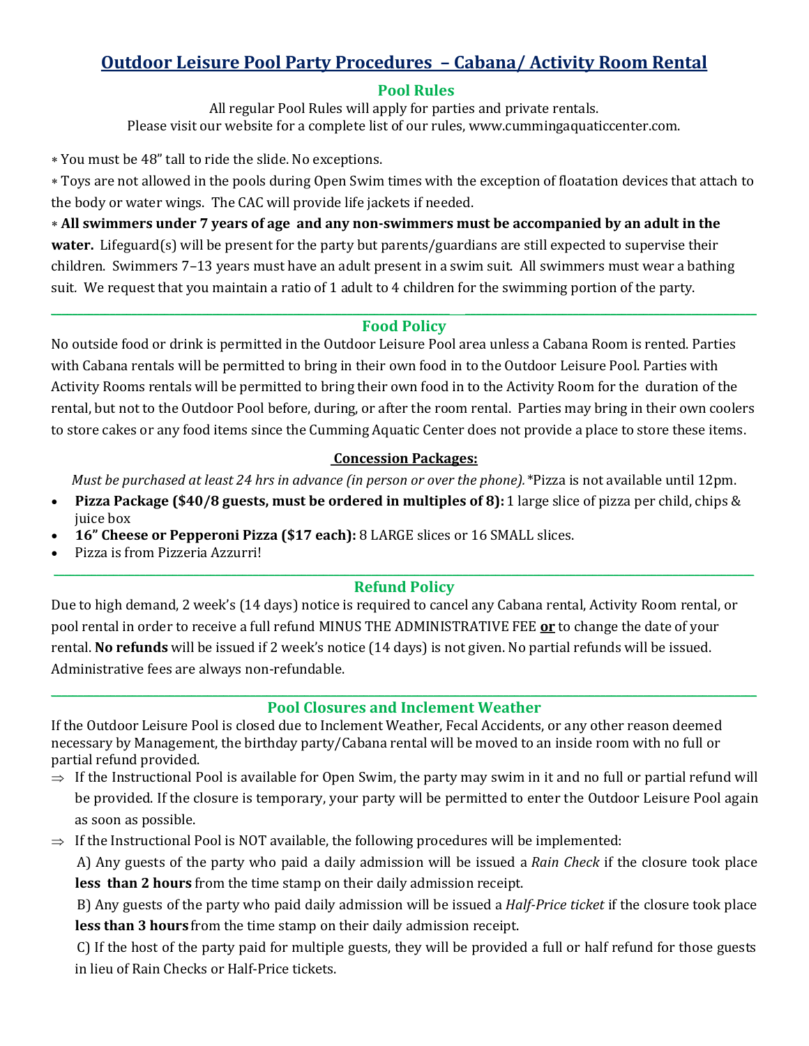# Outdoor Leisure Pool Party Procedures – Cabana/ Activity Room Rental

## Pool Rules

All regular Pool Rules will apply for parties and private rentals.
Please visit our website for a complete list of our rules, www.cummingaquaticcenter.com.

∗ You must be 48" tall to ride the slide. No exceptions.

∗ Toys are not allowed in the pools during Open Swim times with the exception of floatation devices that attach to the body or water wings. The CAC will provide life jackets if needed.

∗ **All swimmers under 7 years of age and any non-swimmers must be accompanied by an adult in the water.** Lifeguard(s) will be present for the party but parents/guardians are still expected to supervise their children. Swimmers 7–13 years must have an adult present in a swim suit. All swimmers must wear a bathing suit. We request that you maintain a ratio of 1 adult to 4 children for the swimming portion of the party.

---

## Food Policy

No outside food or drink is permitted in the Outdoor Leisure Pool area unless a Cabana Room is rented. Parties with Cabana rentals will be permitted to bring in their own food in to the Outdoor Leisure Pool. Parties with Activity Rooms rentals will be permitted to bring their own food in to the Activity Room for the duration of the rental, but not to the Outdoor Pool before, during, or after the room rental. Parties may bring in their own coolers to store cakes or any food items since the Cumming Aquatic Center does not provide a place to store these items.

### Concession Packages:

*Must be purchased at least 24 hrs in advance (in person or over the phone).* *Pizza is not available until 12pm.

- **Pizza Package ($40/8 guests, must be ordered in multiples of 8):** 1 large slice of pizza per child, chips & juice box
- **16" Cheese or Pepperoni Pizza ($17 each):** 8 LARGE slices or 16 SMALL slices.
- Pizza is from Pizzeria Azzurri!

---

## Refund Policy

Due to high demand, 2 week's (14 days) notice is required to cancel any Cabana rental, Activity Room rental, or pool rental in order to receive a full refund MINUS THE ADMINISTRATIVE FEE **or** to change the date of your rental. **No refunds** will be issued if 2 week's notice (14 days) is not given. No partial refunds will be issued. Administrative fees are always non-refundable.

---

## Pool Closures and Inclement Weather

If the Outdoor Leisure Pool is closed due to Inclement Weather, Fecal Accidents, or any other reason deemed necessary by Management, the birthday party/Cabana rental will be moved to an inside room with no full or partial refund provided.

⇒ If the Instructional Pool is available for Open Swim, the party may swim in it and no full or partial refund will be provided. If the closure is temporary, your party will be permitted to enter the Outdoor Leisure Pool again as soon as possible.

⇒ If the Instructional Pool is NOT available, the following procedures will be implemented:

A) Any guests of the party who paid a daily admission will be issued a *Rain Check* if the closure took place **less than 2 hours** from the time stamp on their daily admission receipt.

B) Any guests of the party who paid daily admission will be issued a *Half-Price ticket* if the closure took place **less than 3 hours** from the time stamp on their daily admission receipt.

C) If the host of the party paid for multiple guests, they will be provided a full or half refund for those guests in lieu of Rain Checks or Half-Price tickets.